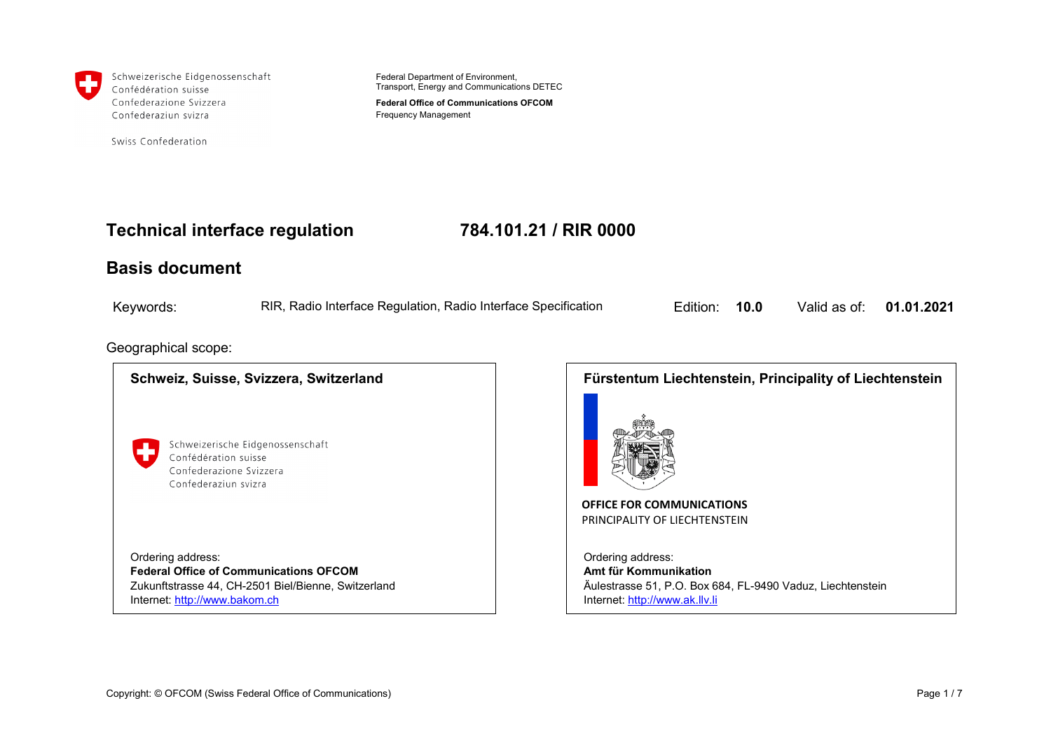Schweizerische Eidgenossenschaft
Confédération suisse
Confederazione Svizzera
Confederaziun svizra

Swiss Confederation

Federal Department of Environment,
Transport, Energy and Communications DETEC

**Federal Office of Communications OFCOM**
Frequency Management

# Technical interface regulation 784.101.21 / RIR 0000

## Basis document

| Keywords: | RIR, Radio Interface Regulation, Radio Interface Specification | Edition: | **10.0** | Valid as of: | **01.01.2021** |
|---|---|---|---|---|---|

Geographical scope:

**Schweiz, Suisse, Svizzera, Switzerland**

Schweizerische Eidgenossenschaft
Confédération suisse
Confederazione Svizzera
Confederaziun svizra

Ordering address:
**Federal Office of Communications OFCOM**
Zukunftstrasse 44, CH-2501 Biel/Bienne, Switzerland
Internet: http://www.bakom.ch

**Fürstentum Liechtenstein, Principality of Liechtenstein**

**OFFICE FOR COMMUNICATIONS**
PRINCIPALITY OF LIECHTENSTEIN

Ordering address:
**Amt für Kommunikation**
Äulestrasse 51, P.O. Box 684, FL-9490 Vaduz, Liechtenstein
Internet: http://www.ak.llv.li

Copyright: © OFCOM (Swiss Federal Office of Communications)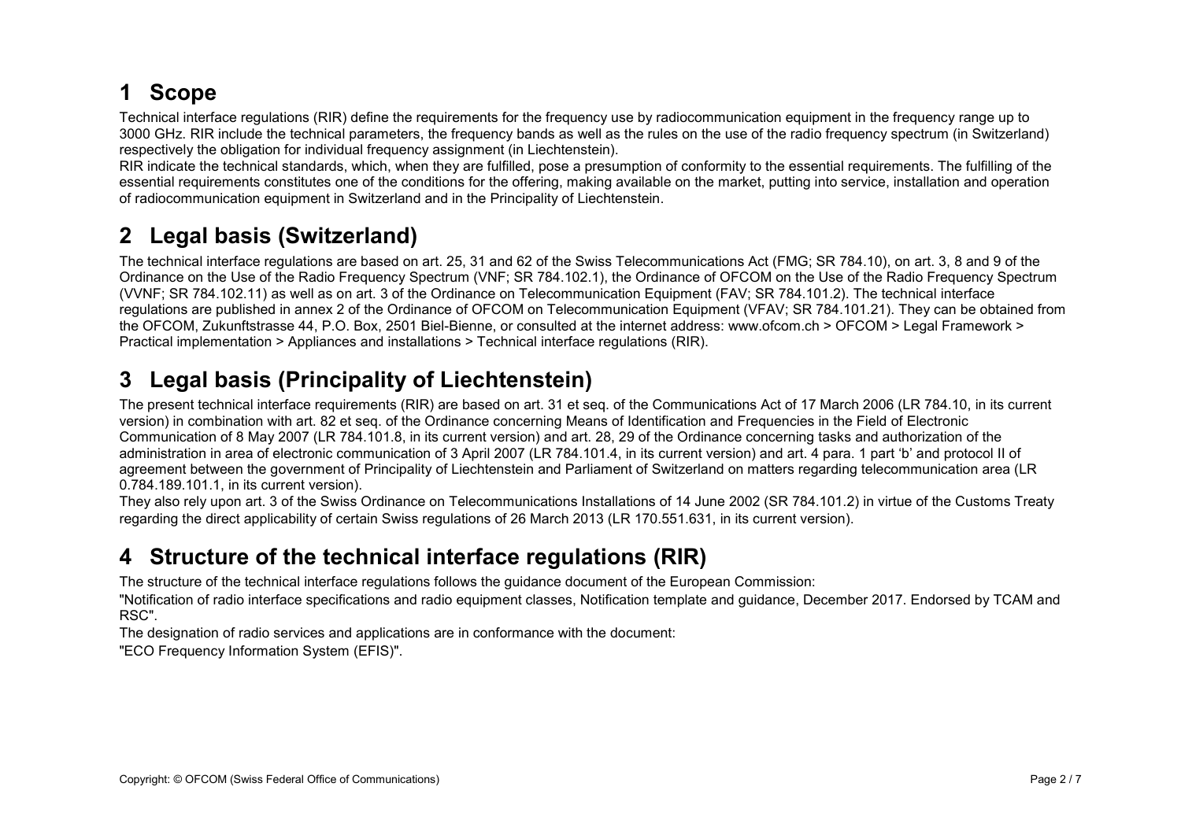# 1 Scope

Technical interface regulations (RIR) define the requirements for the frequency use by radiocommunication equipment in the frequency range up to 3000 GHz. RIR include the technical parameters, the frequency bands as well as the rules on the use of the radio frequency spectrum (in Switzerland) respectively the obligation for individual frequency assignment (in Liechtenstein).

RIR indicate the technical standards, which, when they are fulfilled, pose a presumption of conformity to the essential requirements. The fulfilling of the essential requirements constitutes one of the conditions for the offering, making available on the market, putting into service, installation and operation of radiocommunication equipment in Switzerland and in the Principality of Liechtenstein.

# 2 Legal basis (Switzerland)

The technical interface regulations are based on art. 25, 31 and 62 of the Swiss Telecommunications Act (FMG; SR 784.10), on art. 3, 8 and 9 of the Ordinance on the Use of the Radio Frequency Spectrum (VNF; SR 784.102.1), the Ordinance of OFCOM on the Use of the Radio Frequency Spectrum (VVNF; SR 784.102.11) as well as on art. 3 of the Ordinance on Telecommunication Equipment (FAV; SR 784.101.2). The technical interface regulations are published in annex 2 of the Ordinance of OFCOM on Telecommunication Equipment (VFAV; SR 784.101.21). They can be obtained from the OFCOM, Zukunftstrasse 44, P.O. Box, 2501 Biel-Bienne, or consulted at the internet address: www.ofcom.ch > OFCOM > Legal Framework > Practical implementation > Appliances and installations > Technical interface regulations (RIR).

# 3 Legal basis (Principality of Liechtenstein)

The present technical interface requirements (RIR) are based on art. 31 et seq. of the Communications Act of 17 March 2006 (LR 784.10, in its current version) in combination with art. 82 et seq. of the Ordinance concerning Means of Identification and Frequencies in the Field of Electronic Communication of 8 May 2007 (LR 784.101.8, in its current version) and art. 28, 29 of the Ordinance concerning tasks and authorization of the administration in area of electronic communication of 3 April 2007 (LR 784.101.4, in its current version) and art. 4 para. 1 part 'b' and protocol II of agreement between the government of Principality of Liechtenstein and Parliament of Switzerland on matters regarding telecommunication area (LR 0.784.189.101.1, in its current version).

They also rely upon art. 3 of the Swiss Ordinance on Telecommunications Installations of 14 June 2002 (SR 784.101.2) in virtue of the Customs Treaty regarding the direct applicability of certain Swiss regulations of 26 March 2013 (LR 170.551.631, in its current version).

# 4 Structure of the technical interface regulations (RIR)

The structure of the technical interface regulations follows the guidance document of the European Commission:

"Notification of radio interface specifications and radio equipment classes, Notification template and guidance, December 2017. Endorsed by TCAM and RSC".

The designation of radio services and applications are in conformance with the document:

"ECO Frequency Information System (EFIS)".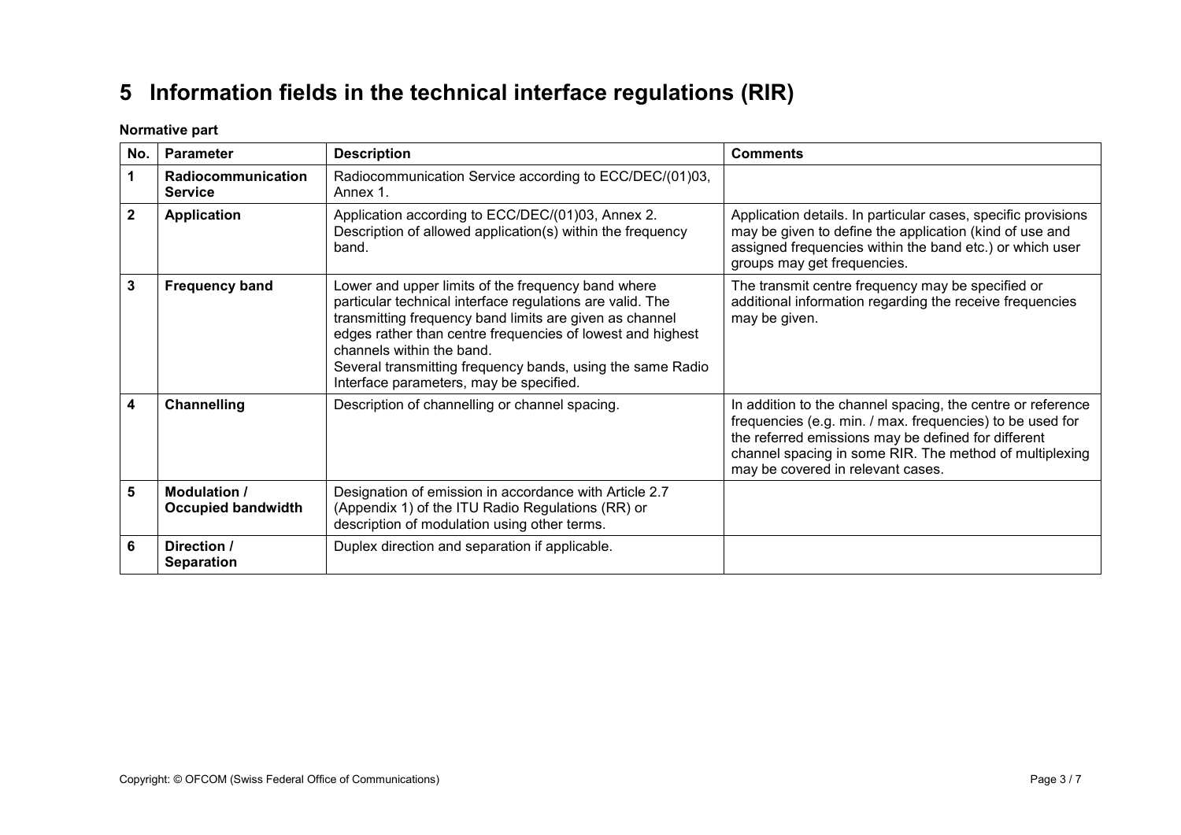# 5 Information fields in the technical interface regulations (RIR)

**Normative part**

| No. | Parameter | Description | Comments |
|---|---|---|---|
| **1** | **Radiocommunication Service** | Radiocommunication Service according to ECC/DEC/(01)03, Annex 1. | |
| **2** | **Application** | Application according to ECC/DEC/(01)03, Annex 2. Description of allowed application(s) within the frequency band. | Application details. In particular cases, specific provisions may be given to define the application (kind of use and assigned frequencies within the band etc.) or which user groups may get frequencies. |
| **3** | **Frequency band** | Lower and upper limits of the frequency band where particular technical interface regulations are valid. The transmitting frequency band limits are given as channel edges rather than centre frequencies of lowest and highest channels within the band. Several transmitting frequency bands, using the same Radio Interface parameters, may be specified. | The transmit centre frequency may be specified or additional information regarding the receive frequencies may be given. |
| **4** | **Channelling** | Description of channelling or channel spacing. | In addition to the channel spacing, the centre or reference frequencies (e.g. min. / max. frequencies) to be used for the referred emissions may be defined for different channel spacing in some RIR. The method of multiplexing may be covered in relevant cases. |
| **5** | **Modulation / Occupied bandwidth** | Designation of emission in accordance with Article 2.7 (Appendix 1) of the ITU Radio Regulations (RR) or description of modulation using other terms. | |
| **6** | **Direction / Separation** | Duplex direction and separation if applicable. | |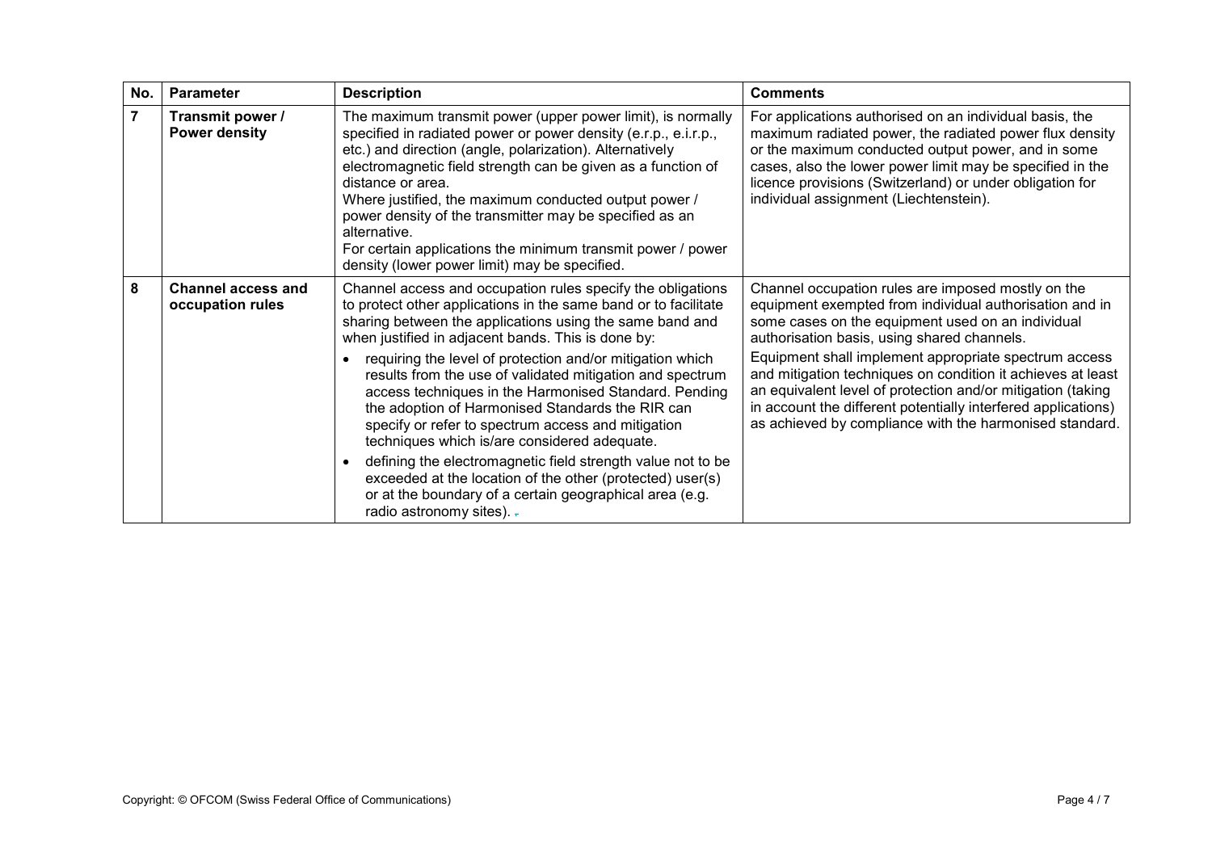| No. | Parameter | Description | Comments |
| --- | --- | --- | --- |
| **7** | **Transmit power / Power density** | The maximum transmit power (upper power limit), is normally specified in radiated power or power density (e.r.p., e.i.r.p., etc.) and direction (angle, polarization). Alternatively electromagnetic field strength can be given as a function of distance or area.<br>Where justified, the maximum conducted output power / power density of the transmitter may be specified as an alternative.<br>For certain applications the minimum transmit power / power density (lower power limit) may be specified. | For applications authorised on an individual basis, the maximum radiated power, the radiated power flux density or the maximum conducted output power, and in some cases, also the lower power limit may be specified in the licence provisions (Switzerland) or under obligation for individual assignment (Liechtenstein). |
| **8** | **Channel access and occupation rules** | Channel access and occupation rules specify the obligations to protect other applications in the same band or to facilitate sharing between the applications using the same band and when justified in adjacent bands. This is done by:<br>• requiring the level of protection and/or mitigation which results from the use of validated mitigation and spectrum access techniques in the Harmonised Standard. Pending the adoption of Harmonised Standards the RIR can specify or refer to spectrum access and mitigation techniques which is/are considered adequate.<br>• defining the electromagnetic field strength value not to be exceeded at the location of the other (protected) user(s) or at the boundary of a certain geographical area (e.g. radio astronomy sites). | Channel occupation rules are imposed mostly on the equipment exempted from individual authorisation and in some cases on the equipment used on an individual authorisation basis, using shared channels.<br>Equipment shall implement appropriate spectrum access and mitigation techniques on condition it achieves at least an equivalent level of protection and/or mitigation (taking in account the different potentially interfered applications) as achieved by compliance with the harmonised standard. |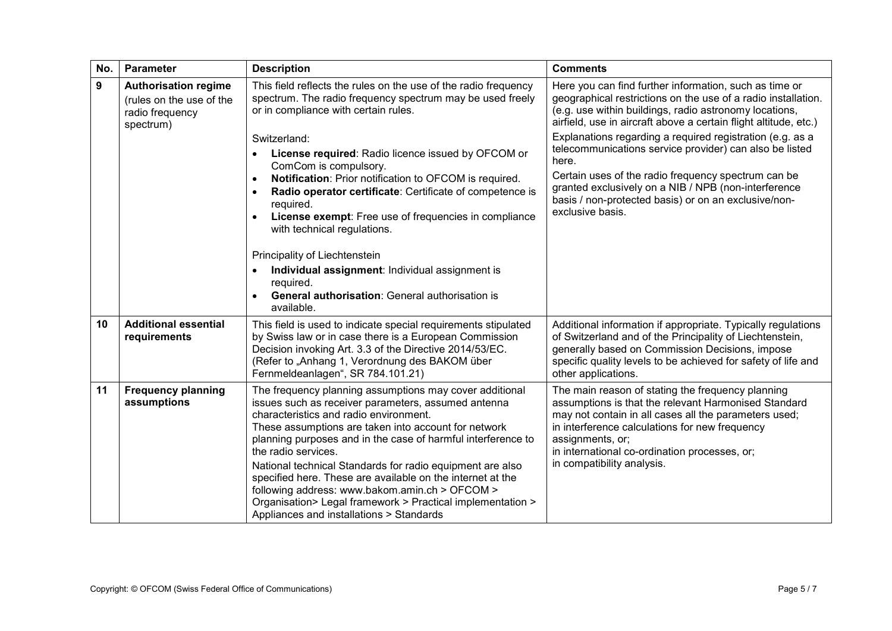| No. | Parameter | Description | Comments |
|---|---|---|---|
| 9 | **Authorisation regime** (rules on the use of the radio frequency spectrum) | This field reflects the rules on the use of the radio frequency spectrum. The radio frequency spectrum may be used freely or in compliance with certain rules.<br><br>Switzerland:<br>• **License required**: Radio licence issued by OFCOM or ComCom is compulsory.<br>• **Notification**: Prior notification to OFCOM is required.<br>• **Radio operator certificate**: Certificate of competence is required.<br>• **License exempt**: Free use of frequencies in compliance with technical regulations.<br><br>Principality of Liechtenstein<br>• **Individual assignment**: Individual assignment is required.<br>• **General authorisation**: General authorisation is available. | Here you can find further information, such as time or geographical restrictions on the use of a radio installation. (e.g. use within buildings, radio astronomy locations, airfield, use in aircraft above a certain flight altitude, etc.)<br><br>Explanations regarding a required registration (e.g. as a telecommunications service provider) can also be listed here.<br><br>Certain uses of the radio frequency spectrum can be granted exclusively on a NIB / NPB (non-interference basis / non-protected basis) or on an exclusive/non-exclusive basis. |
| 10 | **Additional essential requirements** | This field is used to indicate special requirements stipulated by Swiss law or in case there is a European Commission Decision invoking Art. 3.3 of the Directive 2014/53/EC. (Refer to „Anhang 1, Verordnung des BAKOM über Fernmeldeanlagen“, SR 784.101.21) | Additional information if appropriate. Typically regulations of Switzerland and of the Principality of Liechtenstein, generally based on Commission Decisions, impose specific quality levels to be achieved for safety of life and other applications. |
| 11 | **Frequency planning assumptions** | The frequency planning assumptions may cover additional issues such as receiver parameters, assumed antenna characteristics and radio environment.<br>These assumptions are taken into account for network planning purposes and in the case of harmful interference to the radio services.<br><br>National technical Standards for radio equipment are also specified here. These are available on the internet at the following address: www.bakom.amin.ch > OFCOM > Organisation> Legal framework > Practical implementation > Appliances and installations > Standards | The main reason of stating the frequency planning assumptions is that the relevant Harmonised Standard may not contain in all cases all the parameters used;<br>in interference calculations for new frequency assignments, or;<br>in international co-ordination processes, or;<br>in compatibility analysis. |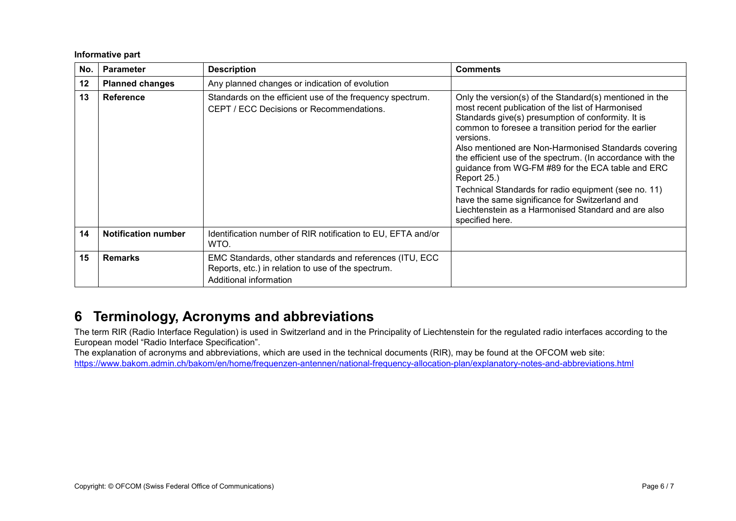**Informative part**

| No. | Parameter | Description | Comments |
|---|---|---|---|
| **12** | **Planned changes** | Any planned changes or indication of evolution | |
| **13** | **Reference** | Standards on the efficient use of the frequency spectrum. CEPT / ECC Decisions or Recommendations. | Only the version(s) of the Standard(s) mentioned in the most recent publication of the list of Harmonised Standards give(s) presumption of conformity. It is common to foresee a transition period for the earlier versions. Also mentioned are Non-Harmonised Standards covering the efficient use of the spectrum. (In accordance with the guidance from WG-FM #89 for the ECA table and ERC Report 25.) Technical Standards for radio equipment (see no. 11) have the same significance for Switzerland and Liechtenstein as a Harmonised Standard and are also specified here. |
| **14** | **Notification number** | Identification number of RIR notification to EU, EFTA and/or WTO. | |
| **15** | **Remarks** | EMC Standards, other standards and references (ITU, ECC Reports, etc.) in relation to use of the spectrum. Additional information | |

# 6 Terminology, Acronyms and abbreviations

The term RIR (Radio Interface Regulation) is used in Switzerland and in the Principality of Liechtenstein for the regulated radio interfaces according to the European model "Radio Interface Specification".

The explanation of acronyms and abbreviations, which are used in the technical documents (RIR), may be found at the OFCOM web site:
https://www.bakom.admin.ch/bakom/en/home/frequenzen-antennen/national-frequency-allocation-plan/explanatory-notes-and-abbreviations.html

Copyright: © OFCOM (Swiss Federal Office of Communications)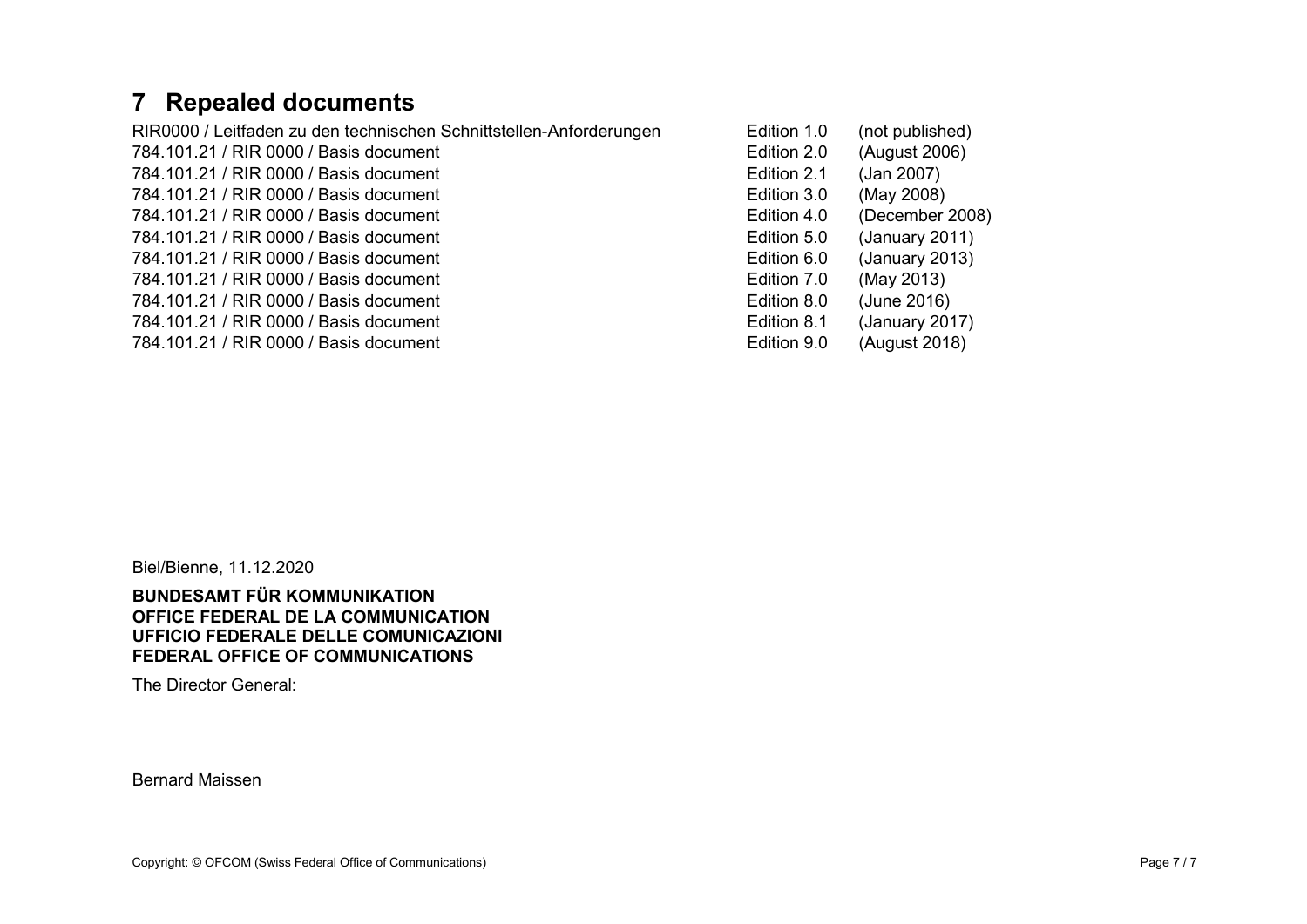# 7 Repealed documents

| | | |
|---|---|---|
| RIR0000 / Leitfaden zu den technischen Schnittstellen-Anforderungen | Edition 1.0 | (not published) |
| 784.101.21 / RIR 0000 / Basis document | Edition 2.0 | (August 2006) |
| 784.101.21 / RIR 0000 / Basis document | Edition 2.1 | (Jan 2007) |
| 784.101.21 / RIR 0000 / Basis document | Edition 3.0 | (May 2008) |
| 784.101.21 / RIR 0000 / Basis document | Edition 4.0 | (December 2008) |
| 784.101.21 / RIR 0000 / Basis document | Edition 5.0 | (January 2011) |
| 784.101.21 / RIR 0000 / Basis document | Edition 6.0 | (January 2013) |
| 784.101.21 / RIR 0000 / Basis document | Edition 7.0 | (May 2013) |
| 784.101.21 / RIR 0000 / Basis document | Edition 8.0 | (June 2016) |
| 784.101.21 / RIR 0000 / Basis document | Edition 8.1 | (January 2017) |
| 784.101.21 / RIR 0000 / Basis document | Edition 9.0 | (August 2018) |

Biel/Bienne, 11.12.2020

**BUNDESAMT FÜR KOMMUNIKATION**
**OFFICE FEDERAL DE LA COMMUNICATION**
**UFFICIO FEDERALE DELLE COMUNICAZIONI**
**FEDERAL OFFICE OF COMMUNICATIONS**

The Director General:

Bernard Maissen

Copyright: © OFCOM (Swiss Federal Office of Communications)